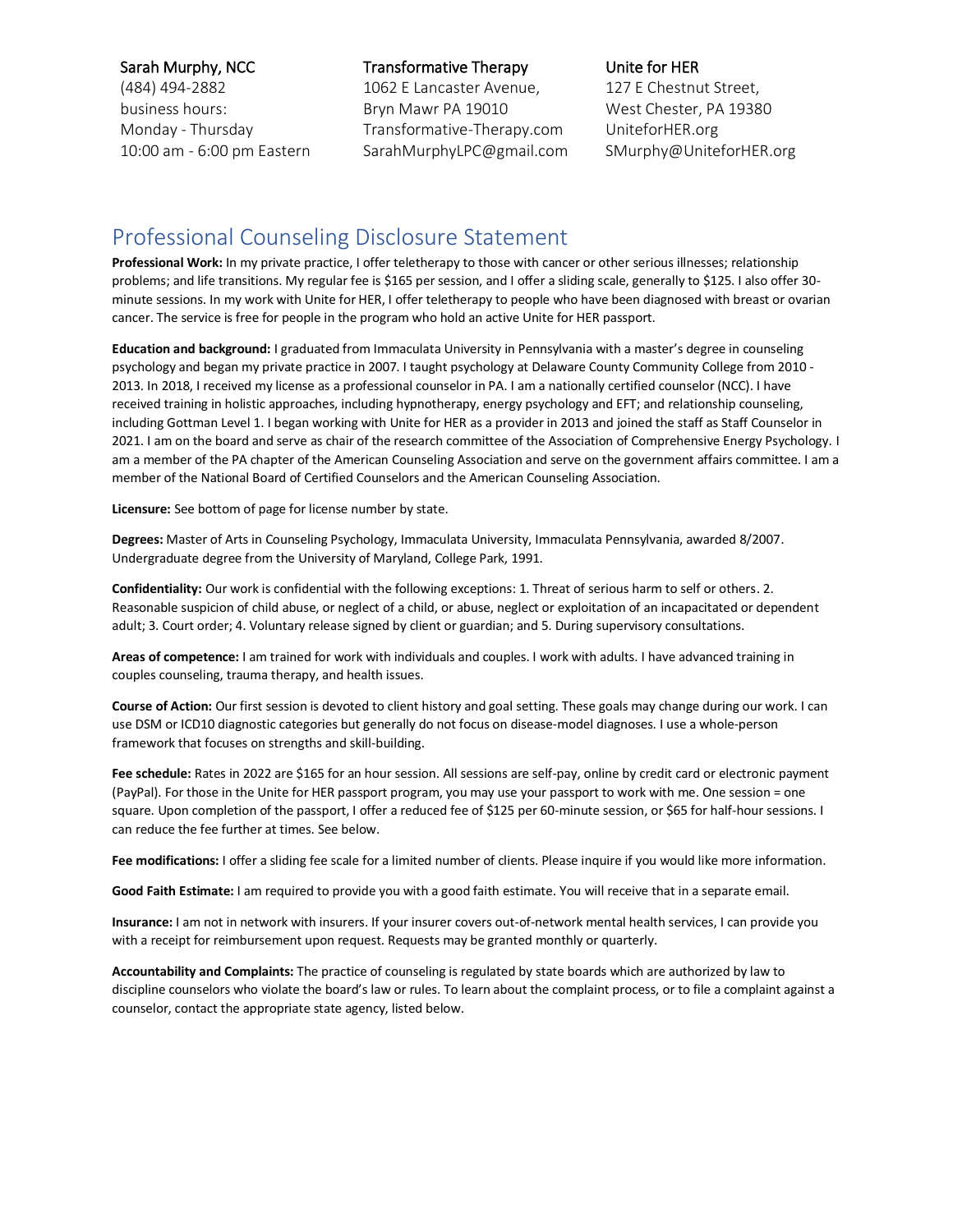**Sarah Murphy, NCC**
(484) 494-2882
business hours:
Monday - Thursday
10:00 am - 6:00 pm Eastern

**Transformative Therapy**
1062 E Lancaster Avenue,
Bryn Mawr PA 19010
Transformative-Therapy.com
SarahMurphyLPC@gmail.com

**Unite for HER**
127 E Chestnut Street,
West Chester, PA 19380
UniteforHER.org
SMurphy@UniteforHER.org

# Professional Counseling Disclosure Statement

**Professional Work:** In my private practice, I offer teletherapy to those with cancer or other serious illnesses; relationship problems; and life transitions. My regular fee is $165 per session, and I offer a sliding scale, generally to $125. I also offer 30-minute sessions. In my work with Unite for HER, I offer teletherapy to people who have been diagnosed with breast or ovarian cancer. The service is free for people in the program who hold an active Unite for HER passport.

**Education and background:** I graduated from Immaculata University in Pennsylvania with a master's degree in counseling psychology and began my private practice in 2007. I taught psychology at Delaware County Community College from 2010 - 2013. In 2018, I received my license as a professional counselor in PA. I am a nationally certified counselor (NCC). I have received training in holistic approaches, including hypnotherapy, energy psychology and EFT; and relationship counseling, including Gottman Level 1. I began working with Unite for HER as a provider in 2013 and joined the staff as Staff Counselor in 2021. I am on the board and serve as chair of the research committee of the Association of Comprehensive Energy Psychology. I am a member of the PA chapter of the American Counseling Association and serve on the government affairs committee. I am a member of the National Board of Certified Counselors and the American Counseling Association.

**Licensure:** See bottom of page for license number by state.

**Degrees:** Master of Arts in Counseling Psychology, Immaculata University, Immaculata Pennsylvania, awarded 8/2007. Undergraduate degree from the University of Maryland, College Park, 1991.

**Confidentiality:** Our work is confidential with the following exceptions: 1. Threat of serious harm to self or others. 2. Reasonable suspicion of child abuse, or neglect of a child, or abuse, neglect or exploitation of an incapacitated or dependent adult; 3. Court order; 4. Voluntary release signed by client or guardian; and 5. During supervisory consultations.

**Areas of competence:** I am trained for work with individuals and couples. I work with adults. I have advanced training in couples counseling, trauma therapy, and health issues.

**Course of Action:** Our first session is devoted to client history and goal setting. These goals may change during our work. I can use DSM or ICD10 diagnostic categories but generally do not focus on disease-model diagnoses. I use a whole-person framework that focuses on strengths and skill-building.

**Fee schedule:** Rates in 2022 are $165 for an hour session. All sessions are self-pay, online by credit card or electronic payment (PayPal). For those in the Unite for HER passport program, you may use your passport to work with me. One session = one square. Upon completion of the passport, I offer a reduced fee of $125 per 60-minute session, or $65 for half-hour sessions. I can reduce the fee further at times. See below.

**Fee modifications:** I offer a sliding fee scale for a limited number of clients. Please inquire if you would like more information.

**Good Faith Estimate:** I am required to provide you with a good faith estimate. You will receive that in a separate email.

**Insurance:** I am not in network with insurers. If your insurer covers out-of-network mental health services, I can provide you with a receipt for reimbursement upon request. Requests may be granted monthly or quarterly.

**Accountability and Complaints:** The practice of counseling is regulated by state boards which are authorized by law to discipline counselors who violate the board's law or rules. To learn about the complaint process, or to file a complaint against a counselor, contact the appropriate state agency, listed below.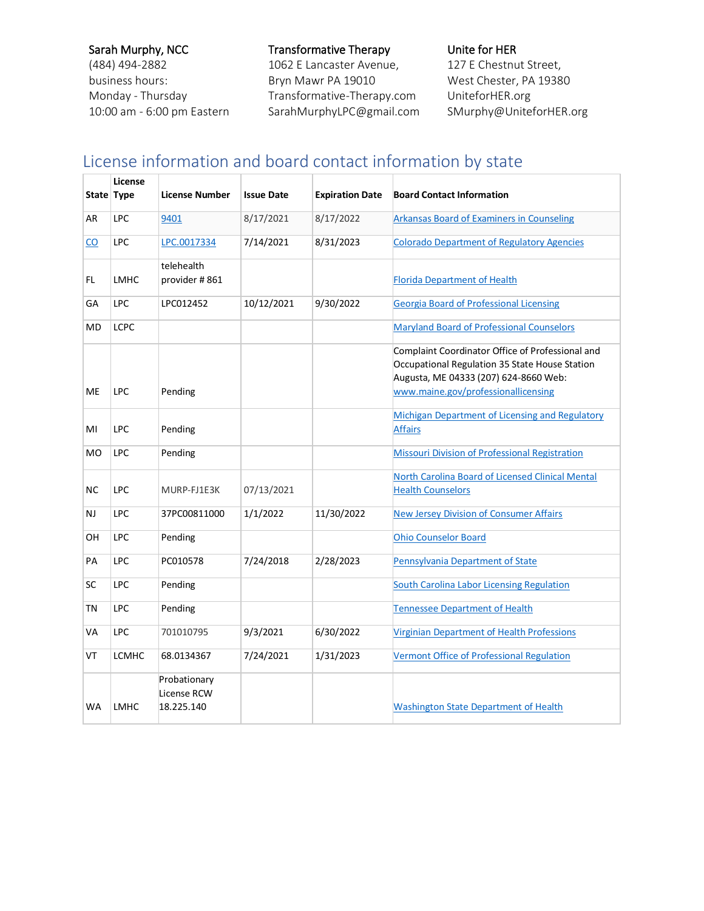Sarah Murphy, NCC
(484) 494-2882
business hours:
Monday - Thursday
10:00 am - 6:00 pm Eastern

Transformative Therapy
1062 E Lancaster Avenue,
Bryn Mawr PA 19010
Transformative-Therapy.com
SarahMurphyLPC@gmail.com

Unite for HER
127 E Chestnut Street,
West Chester, PA 19380
UniteforHER.org
SMurphy@UniteforHER.org

## License information and board contact information by state

| State | License Type | License Number | Issue Date | Expiration Date | Board Contact Information |
|---|---|---|---|---|---|
| AR | LPC | 9401 | 8/17/2021 | 8/17/2022 | Arkansas Board of Examiners in Counseling |
| CO | LPC | LPC.0017334 | 7/14/2021 | 8/31/2023 | Colorado Department of Regulatory Agencies |
| FL | LMHC | telehealth provider # 861 | | | Florida Department of Health |
| GA | LPC | LPC012452 | 10/12/2021 | 9/30/2022 | Georgia Board of Professional Licensing |
| MD | LCPC | | | | Maryland Board of Professional Counselors |
| ME | LPC | Pending | | | Complaint Coordinator Office of Professional and Occupational Regulation 35 State House Station Augusta, ME 04333 (207) 624-8660 Web: www.maine.gov/professionallicensing |
| MI | LPC | Pending | | | Michigan Department of Licensing and Regulatory Affairs |
| MO | LPC | Pending | | | Missouri Division of Professional Registration |
| NC | LPC | MURP-FJ1E3K | 07/13/2021 | | North Carolina Board of Licensed Clinical Mental Health Counselors |
| NJ | LPC | 37PC00811000 | 1/1/2022 | 11/30/2022 | New Jersey Division of Consumer Affairs |
| OH | LPC | Pending | | | Ohio Counselor Board |
| PA | LPC | PC010578 | 7/24/2018 | 2/28/2023 | Pennsylvania Department of State |
| SC | LPC | Pending | | | South Carolina Labor Licensing Regulation |
| TN | LPC | Pending | | | Tennessee Department of Health |
| VA | LPC | 701010795 | 9/3/2021 | 6/30/2022 | Virginian Department of Health Professions |
| VT | LCMHC | 68.0134367 | 7/24/2021 | 1/31/2023 | Vermont Office of Professional Regulation |
| WA | LMHC | Probationary License RCW 18.225.140 | | | Washington State Department of Health |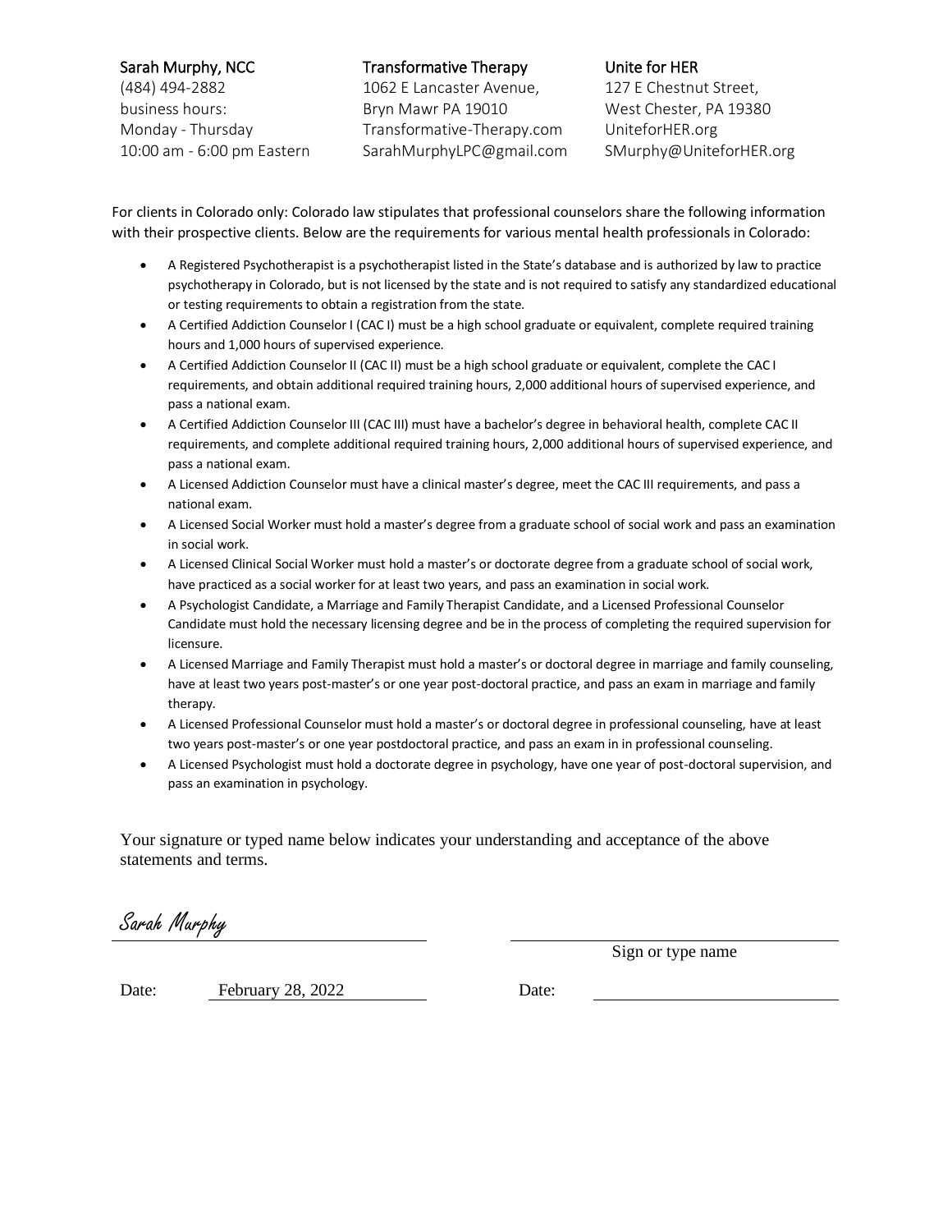Sarah Murphy, NCC
(484) 494-2882
business hours:
Monday - Thursday
10:00 am - 6:00 pm Eastern

Transformative Therapy
1062 E Lancaster Avenue,
Bryn Mawr PA 19010
Transformative-Therapy.com
SarahMurphyLPC@gmail.com

Unite for HER
127 E Chestnut Street,
West Chester, PA 19380
UniteforHER.org
SMurphy@UniteforHER.org

For clients in Colorado only: Colorado law stipulates that professional counselors share the following information with their prospective clients. Below are the requirements for various mental health professionals in Colorado:

- A Registered Psychotherapist is a psychotherapist listed in the State's database and is authorized by law to practice psychotherapy in Colorado, but is not licensed by the state and is not required to satisfy any standardized educational or testing requirements to obtain a registration from the state.
- A Certified Addiction Counselor I (CAC I) must be a high school graduate or equivalent, complete required training hours and 1,000 hours of supervised experience.
- A Certified Addiction Counselor II (CAC II) must be a high school graduate or equivalent, complete the CAC I requirements, and obtain additional required training hours, 2,000 additional hours of supervised experience, and pass a national exam.
- A Certified Addiction Counselor III (CAC III) must have a bachelor's degree in behavioral health, complete CAC II requirements, and complete additional required training hours, 2,000 additional hours of supervised experience, and pass a national exam.
- A Licensed Addiction Counselor must have a clinical master's degree, meet the CAC III requirements, and pass a national exam.
- A Licensed Social Worker must hold a master's degree from a graduate school of social work and pass an examination in social work.
- A Licensed Clinical Social Worker must hold a master's or doctorate degree from a graduate school of social work, have practiced as a social worker for at least two years, and pass an examination in social work.
- A Psychologist Candidate, a Marriage and Family Therapist Candidate, and a Licensed Professional Counselor Candidate must hold the necessary licensing degree and be in the process of completing the required supervision for licensure.
- A Licensed Marriage and Family Therapist must hold a master's or doctoral degree in marriage and family counseling, have at least two years post-master's or one year post-doctoral practice, and pass an exam in marriage and family therapy.
- A Licensed Professional Counselor must hold a master's or doctoral degree in professional counseling, have at least two years post-master's or one year postdoctoral practice, and pass an exam in in professional counseling.
- A Licensed Psychologist must hold a doctorate degree in psychology, have one year of post-doctoral supervision, and pass an examination in psychology.

Your signature or typed name below indicates your understanding and acceptance of the above statements and terms.

*Sarah Murphy*
_______________________          _______________________
                                 Sign or type name

Date: February 28, 2022          Date: _______________